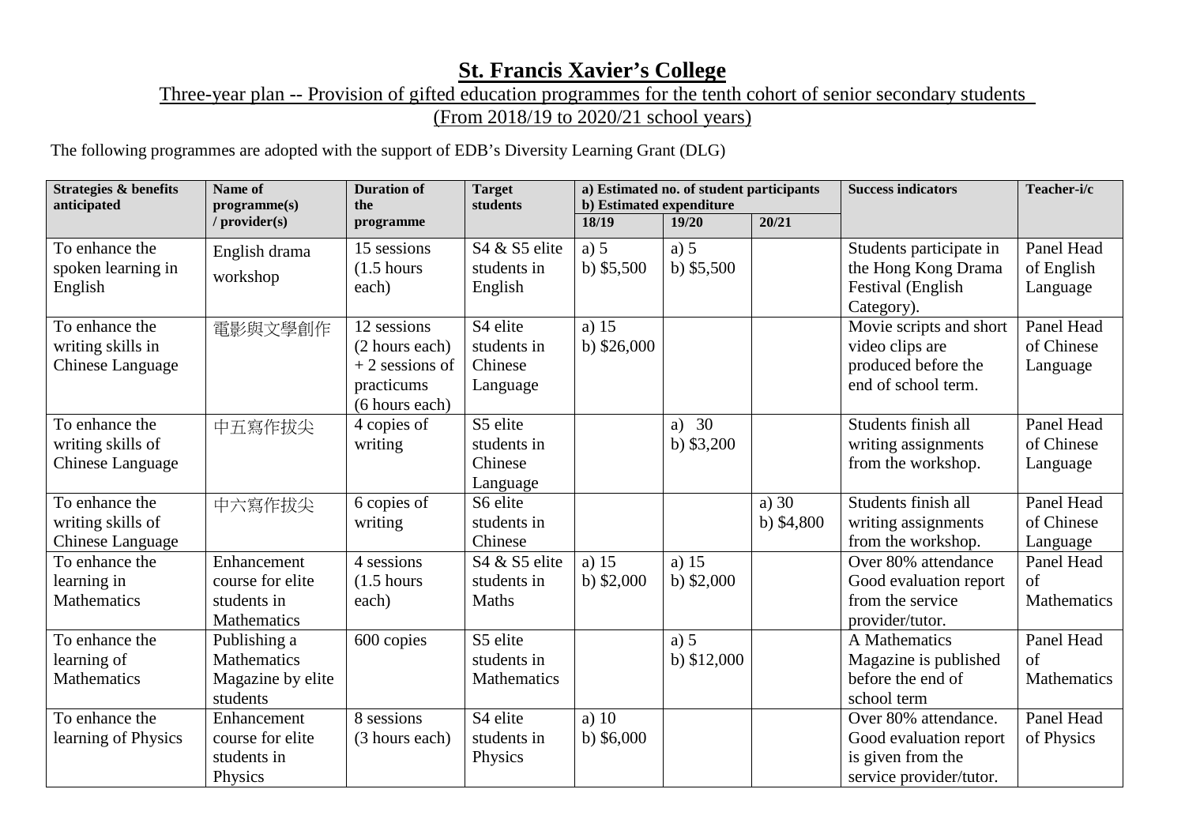# St. Francis Xavier's College

## Three-year plan -- Provision of gifted education programmes for the tenth cohort of senior secondary students (From 2018/19 to 2020/21 school years)

The following programmes are adopted with the support of EDB's Diversity Learning Grant (DLG)

| Strategies & benefits anticipated | Name of programme(s) / provider(s) | Duration of the programme | Target students | a) Estimated no. of student participants b) Estimated expenditure | | | Success indicators | Teacher-i/c |
|---|---|---|---|---|---|---|---|---|
| | | | | 18/19 | 19/20 | 20/21 | | |
| To enhance the spoken learning in English | English drama workshop | 15 sessions (1.5 hours each) | S4 & S5 elite students in English | a) 5 b) $5,500 | a) 5 b) $5,500 | | Students participate in the Hong Kong Drama Festival (English Category). | Panel Head of English Language |
| To enhance the writing skills in Chinese Language | 電影與文學創作 | 12 sessions (2 hours each) + 2 sessions of practicums (6 hours each) | S4 elite students in Chinese Language | a) 15 b) $26,000 | | | Movie scripts and short video clips are produced before the end of school term. | Panel Head of Chinese Language |
| To enhance the writing skills of Chinese Language | 中五寫作拔尖 | 4 copies of writing | S5 elite students in Chinese Language | | a) 30 b) $3,200 | | Students finish all writing assignments from the workshop. | Panel Head of Chinese Language |
| To enhance the writing skills of Chinese Language | 中六寫作拔尖 | 6 copies of writing | S6 elite students in Chinese | | | a) 30 b) $4,800 | Students finish all writing assignments from the workshop. | Panel Head of Chinese Language |
| To enhance the learning in Mathematics | Enhancement course for elite students in Mathematics | 4 sessions (1.5 hours each) | S4 & S5 elite students in Maths | a) 15 b) $2,000 | a) 15 b) $2,000 | | Over 80% attendance Good evaluation report from the service provider/tutor. | Panel Head of Mathematics |
| To enhance the learning of Mathematics | Publishing a Mathematics Magazine by elite students | 600 copies | S5 elite students in Mathematics | | a) 5 b) $12,000 | | A Mathematics Magazine is published before the end of school term | Panel Head of Mathematics |
| To enhance the learning of Physics | Enhancement course for elite students in Physics | 8 sessions (3 hours each) | S4 elite students in Physics | a) 10 b) $6,000 | | | Over 80% attendance. Good evaluation report is given from the service provider/tutor. | Panel Head of Physics |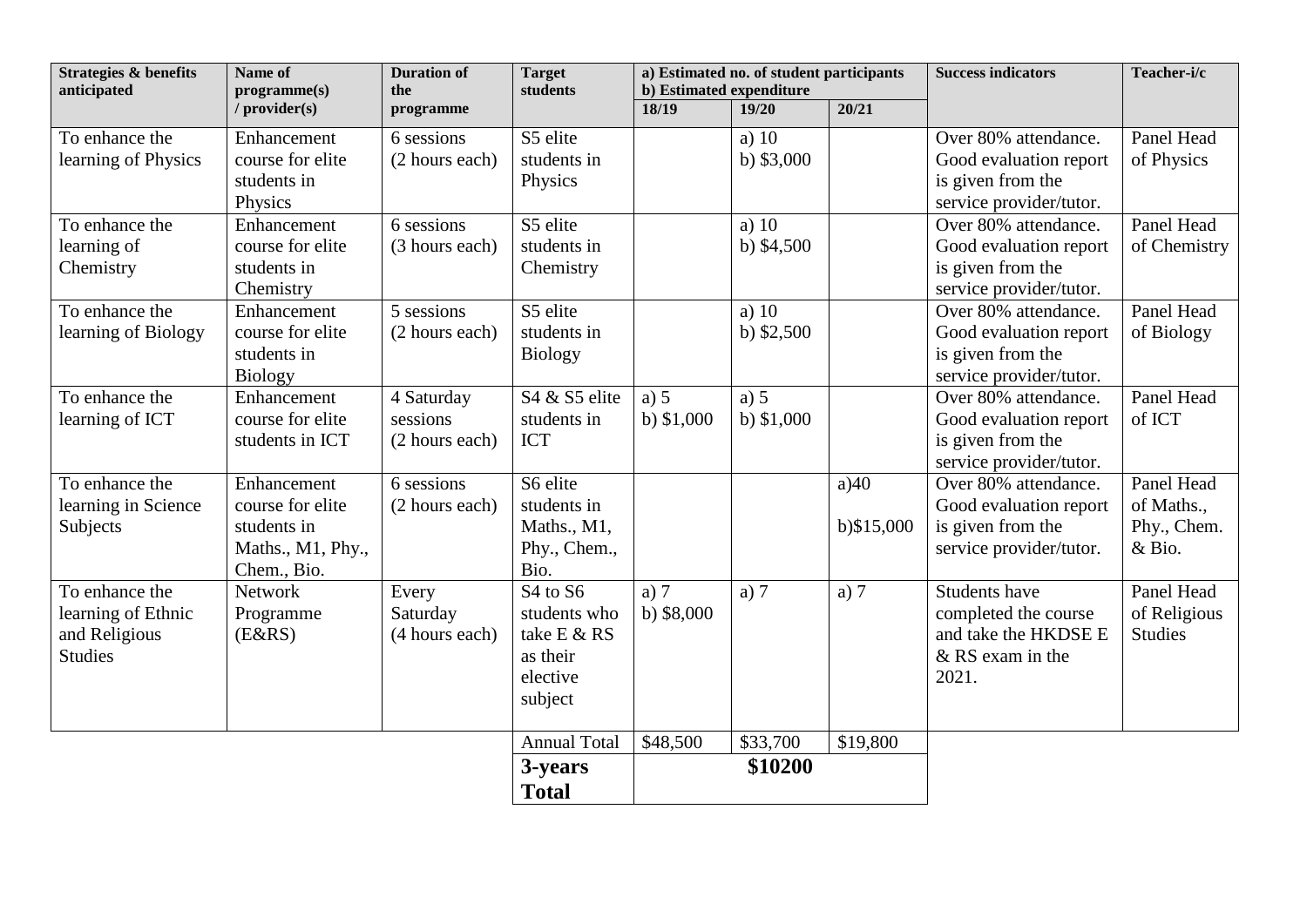| Strategies & benefits anticipated | Name of programme(s) / provider(s) | Duration of the programme | Target students | a) Estimated no. of student participants b) Estimated expenditure | | | Success indicators | Teacher-i/c |
|---|---|---|---|---|---|---|---|---|
| | | | | 18/19 | 19/20 | 20/21 | | |
| To enhance the learning of Physics | Enhancement course for elite students in Physics | 6 sessions (2 hours each) | S5 elite students in Physics | | a) 10 b) $3,000 | | Over 80% attendance. Good evaluation report is given from the service provider/tutor. | Panel Head of Physics |
| To enhance the learning of Chemistry | Enhancement course for elite students in Chemistry | 6 sessions (3 hours each) | S5 elite students in Chemistry | | a) 10 b) $4,500 | | Over 80% attendance. Good evaluation report is given from the service provider/tutor. | Panel Head of Chemistry |
| To enhance the learning of Biology | Enhancement course for elite students in Biology | 5 sessions (2 hours each) | S5 elite students in Biology | | a) 10 b) $2,500 | | Over 80% attendance. Good evaluation report is given from the service provider/tutor. | Panel Head of Biology |
| To enhance the learning of ICT | Enhancement course for elite students in ICT | 4 Saturday sessions (2 hours each) | S4 & S5 elite students in ICT | a) 5 b) $1,000 | a) 5 b) $1,000 | | Over 80% attendance. Good evaluation report is given from the service provider/tutor. | Panel Head of ICT |
| To enhance the learning in Science Subjects | Enhancement course for elite students in Maths., M1, Phy., Chem., Bio. | 6 sessions (2 hours each) | S6 elite students in Maths., M1, Phy., Chem., Bio. | | | a)40 b)$15,000 | Over 80% attendance. Good evaluation report is given from the service provider/tutor. | Panel Head of Maths., Phy., Chem. & Bio. |
| To enhance the learning of Ethnic and Religious Studies | Network Programme (E&RS) | Every Saturday (4 hours each) | S4 to S6 students who take E & RS as their elective subject | a) 7 b) $8,000 | a) 7 | a) 7 | Students have completed the course and take the HKDSE E & RS exam in the 2021. | Panel Head of Religious Studies |
| | | | Annual Total | $48,500 | $33,700 | $19,800 | | |
| | | | **3-years Total** | **$10200** | | | | |